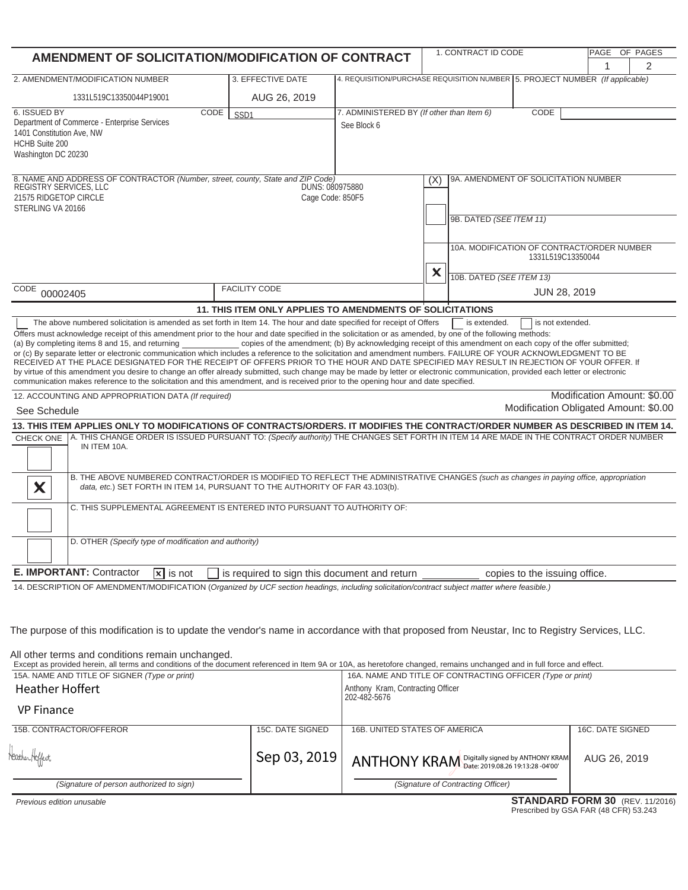# AMENDMENT OF SOLICITATION/MODIFICATION OF CONTRACT

| 1. CONTRACT ID CODE | PAGE | OF PAGES |
|---|---|---|
| | 1 | 2 |

| 2. AMENDMENT/MODIFICATION NUMBER | 3. EFFECTIVE DATE | 4. REQUISITION/PURCHASE REQUISITION NUMBER | 5. PROJECT NUMBER *(If applicable)* |
|---|---|---|---|
| 1331L519C13350044P19001 | AUG 26, 2019 | | |

| 6. ISSUED BY | CODE | 7. ADMINISTERED BY *(If other than Item 6)* | CODE |
|---|---|---|---|
| Department of Commerce - Enterprise Services<br>1401 Constitution Ave, NW<br>HCHB Suite 200<br>Washington DC 20230 | SSD1 | See Block 6 | |

**8. NAME AND ADDRESS OF CONTRACTOR** *(Number, street, county, State and ZIP Code)*

REGISTRY SERVICES, LLC
21575 RIDGETOP CIRCLE
STERLING VA 20166

DUNS: 080975880
Cage Code: 850F5

CODE 00002405 | FACILITY CODE

| (X) | |
|---|---|
| | 9A. AMENDMENT OF SOLICITATION NUMBER |
| | 9B. DATED *(SEE ITEM 11)* |
| X | 10A. MODIFICATION OF CONTRACT/ORDER NUMBER<br>1331L519C13350044 |
| | 10B. DATED *(SEE ITEM 13)*<br>JUN 28, 2019 |

## 11. THIS ITEM ONLY APPLIES TO AMENDMENTS OF SOLICITATIONS

☐ The above numbered solicitation is amended as set forth in Item 14. The hour and date specified for receipt of Offers ☐ is extended. ☐ is not extended.

Offers must acknowledge receipt of this amendment prior to the hour and date specified in the solicitation or as amended, by one of the following methods: (a) By completing items 8 and 15, and returning ________ copies of the amendment; (b) By acknowledging receipt of this amendment on each copy of the offer submitted; or (c) By separate letter or electronic communication which includes a reference to the solicitation and amendment numbers. FAILURE OF YOUR ACKNOWLEDGMENT TO BE RECEIVED AT THE PLACE DESIGNATED FOR THE RECEIPT OF OFFERS PRIOR TO THE HOUR AND DATE SPECIFIED MAY RESULT IN REJECTION OF YOUR OFFER. If by virtue of this amendment you desire to change an offer already submitted, such change may be made by letter or electronic communication, provided each letter or electronic communication makes reference to the solicitation and this amendment, and is received prior to the opening hour and date specified.

**12. ACCOUNTING AND APPROPRIATION DATA** *(If required)*

See Schedule

Modification Amount: $0.00
Modification Obligated Amount: $0.00

## 13. THIS ITEM APPLIES ONLY TO MODIFICATIONS OF CONTRACTS/ORDERS. IT MODIFIES THE CONTRACT/ORDER NUMBER AS DESCRIBED IN ITEM 14.

| CHECK ONE | |
|---|---|
| | A. THIS CHANGE ORDER IS ISSUED PURSUANT TO: *(Specify authority)* THE CHANGES SET FORTH IN ITEM 14 ARE MADE IN THE CONTRACT ORDER NUMBER IN ITEM 10A. |
| X | B. THE ABOVE NUMBERED CONTRACT/ORDER IS MODIFIED TO REFLECT THE ADMINISTRATIVE CHANGES *(such as changes in paying office, appropriation data, etc.)* SET FORTH IN ITEM 14, PURSUANT TO THE AUTHORITY OF FAR 43.103(b). |
| | C. THIS SUPPLEMENTAL AGREEMENT IS ENTERED INTO PURSUANT TO AUTHORITY OF: |
| | D. OTHER *(Specify type of modification and authority)* |

**E. IMPORTANT:** Contractor ☒ is not ☐ is required to sign this document and return ________ copies to the issuing office.

**14. DESCRIPTION OF AMENDMENT/MODIFICATION** *(Organized by UCF section headings, including solicitation/contract subject matter where feasible.)*

The purpose of this modification is to update the vendor's name in accordance with that proposed from Neustar, Inc to Registry Services, LLC.

All other terms and conditions remain unchanged.

Except as provided herein, all terms and conditions of the document referenced in Item 9A or 10A, as heretofore changed, remains unchanged and in full force and effect.

| 15A. NAME AND TITLE OF SIGNER *(Type or print)* | | 16A. NAME AND TITLE OF CONTRACTING OFFICER *(Type or print)* | |
|---|---|---|---|
| Heather Hoffert<br>VP Finance | | Anthony Kram, Contracting Officer<br>202-482-5676 | |
| **15B. CONTRACTOR/OFFEROR** | **15C. DATE SIGNED** | **16B. UNITED STATES OF AMERICA** | **16C. DATE SIGNED** |
| Heather Hoffert | Sep 03, 2019 | ANTHONY KRAM Digitally signed by ANTHONY KRAM Date: 2019.08.26 19:13:28 -04'00' | AUG 26, 2019 |
| *(Signature of person authorized to sign)* | | *(Signature of Contracting Officer)* | |

*Previous edition unusable*

**STANDARD FORM 30** (REV. 11/2016)
Prescribed by GSA FAR (48 CFR) 53.243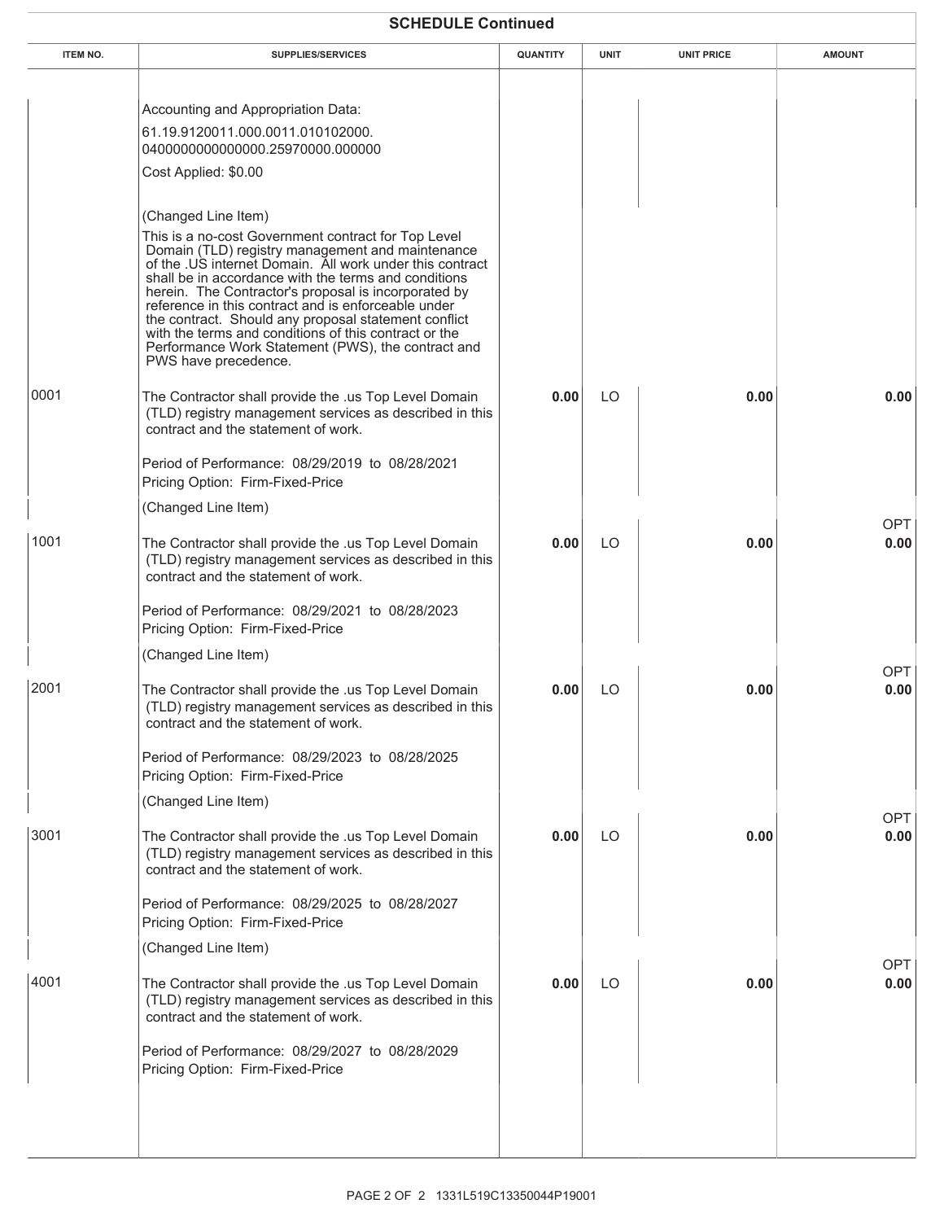## SCHEDULE Continued

| ITEM NO. | SUPPLIES/SERVICES | QUANTITY | UNIT | UNIT PRICE | AMOUNT |
|---|---|---|---|---|---|
| | Accounting and Appropriation Data:<br>61.19.9120011.000.0011.010102000.<br>0400000000000000.25970000.000000<br>Cost Applied: $0.00 | | | | |
| | (Changed Line Item)<br>This is a no-cost Government contract for Top Level Domain (TLD) registry management and maintenance of the .US internet Domain. All work under this contract shall be in accordance with the terms and conditions herein. The Contractor's proposal is incorporated by reference in this contract and is enforceable under the contract. Should any proposal statement conflict with the terms and conditions of this contract or the Performance Work Statement (PWS), the contract and PWS have precedence. | | | | |
| 0001 | The Contractor shall provide the .us Top Level Domain (TLD) registry management services as described in this contract and the statement of work.<br><br>Period of Performance: 08/29/2019 to 08/28/2021<br>Pricing Option: Firm-Fixed-Price | 0.00 | LO | 0.00 | 0.00 |
| | (Changed Line Item) | | | | |
| 1001 | The Contractor shall provide the .us Top Level Domain (TLD) registry management services as described in this contract and the statement of work.<br><br>Period of Performance: 08/29/2021 to 08/28/2023<br>Pricing Option: Firm-Fixed-Price | 0.00 | LO | 0.00 | OPT 0.00 |
| | (Changed Line Item) | | | | |
| 2001 | The Contractor shall provide the .us Top Level Domain (TLD) registry management services as described in this contract and the statement of work.<br><br>Period of Performance: 08/29/2023 to 08/28/2025<br>Pricing Option: Firm-Fixed-Price | 0.00 | LO | 0.00 | OPT 0.00 |
| | (Changed Line Item) | | | | |
| 3001 | The Contractor shall provide the .us Top Level Domain (TLD) registry management services as described in this contract and the statement of work.<br><br>Period of Performance: 08/29/2025 to 08/28/2027<br>Pricing Option: Firm-Fixed-Price | 0.00 | LO | 0.00 | OPT 0.00 |
| | (Changed Line Item) | | | | |
| 4001 | The Contractor shall provide the .us Top Level Domain (TLD) registry management services as described in this contract and the statement of work.<br><br>Period of Performance: 08/29/2027 to 08/28/2029<br>Pricing Option: Firm-Fixed-Price | 0.00 | LO | 0.00 | OPT 0.00 |

1331L519C13350044P19001